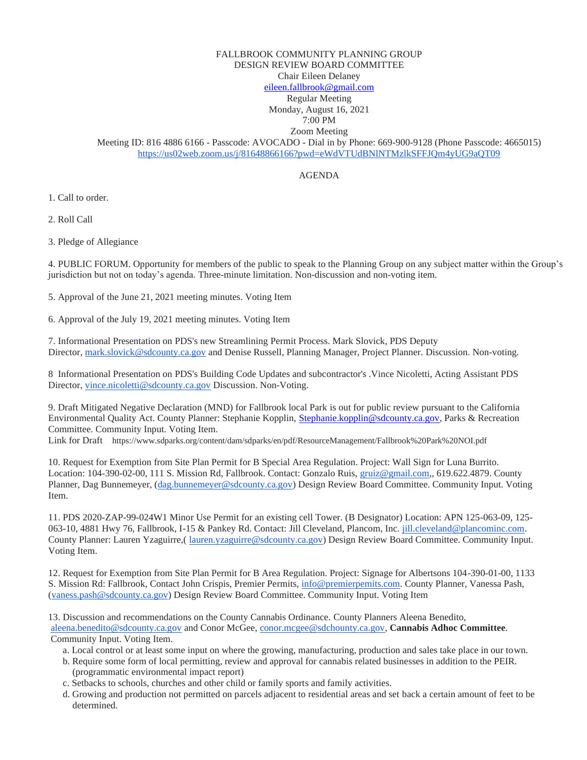FALLBROOK COMMUNITY PLANNING GROUP
DESIGN REVIEW BOARD COMMITTEE
Chair Eileen Delaney
eileen.fallbrook@gmail.com
Regular Meeting
Monday, August 16, 2021
7:00 PM
Zoom Meeting
Meeting ID: 816 4886 6166 - Passcode: AVOCADO - Dial in by Phone: 669-900-9128 (Phone Passcode: 4665015)
https://us02web.zoom.us/j/81648866166?pwd=eWdVTUdBNlNTMzlkSFFJQm4yUG9aQT09

AGENDA

1. Call to order.

2. Roll Call

3. Pledge of Allegiance

4. PUBLIC FORUM. Opportunity for members of the public to speak to the Planning Group on any subject matter within the Group's jurisdiction but not on today's agenda. Three-minute limitation. Non-discussion and non-voting item.

5. Approval of the June 21, 2021 meeting minutes. Voting Item

6. Approval of the July 19, 2021 meeting minutes. Voting Item

7. Informational Presentation on PDS's new Streamlining Permit Process. Mark Slovick, PDS Deputy Director, mark.slovick@sdcounty.ca.gov and Denise Russell, Planning Manager, Project Planner. Discussion. Non-voting.

8 Informational Presentation on PDS's Building Code Updates and subcontractor's .Vince Nicoletti, Acting Assistant PDS Director, vince.nicoletti@sdcounty.ca.gov Discussion. Non-Voting.

9. Draft Mitigated Negative Declaration (MND) for Fallbrook local Park is out for public review pursuant to the California Environmental Quality Act. County Planner: Stephanie Kopplin, Stephanie.kopplin@sdcounty.ca.gov, Parks & Recreation Committee. Community Input. Voting Item.
Link for Draft https://www.sdparks.org/content/dam/sdparks/en/pdf/ResourceManagement/Fallbrook%20Park%20NOI.pdf

10. Request for Exemption from Site Plan Permit for B Special Area Regulation. Project: Wall Sign for Luna Burrito. Location: 104-390-02-00, 111 S. Mission Rd, Fallbrook. Contact: Gonzalo Ruis, gruiz@gmail.com,, 619.622.4879. County Planner, Dag Bunnemeyer, (dag.bunnemeyer@sdcounty.ca.gov) Design Review Board Committee. Community Input. Voting Item.

11. PDS 2020-ZAP-99-024W1 Minor Use Permit for an existing cell Tower. (B Designator) Location: APN 125-063-09, 125-063-10, 4881 Hwy 76, Fallbrook, I-15 & Pankey Rd. Contact: Jill Cleveland, Plancom, Inc. jill.cleveland@plancominc.com. County Planner: Lauren Yzaguirre,( lauren.yzaguirre@sdcounty.ca.gov) Design Review Board Committee. Community Input. Voting Item.

12. Request for Exemption from Site Plan Permit for B Area Regulation. Project: Signage for Albertsons 104-390-01-00, 1133 S. Mission Rd: Fallbrook, Contact John Crispis, Premier Permits, info@premierpemits.com. County Planner, Vanessa Pash, (vaness.pash@sdcounty.ca.gov) Design Review Board Committee. Community Input. Voting Item

13. Discussion and recommendations on the County Cannabis Ordinance. County Planners Aleena Benedito, aleena.benedito@sdcounty.ca.gov and Conor McGee, conor.mcgee@sdchounty.ca.gov, **Cannabis Adhoc Committee**. Community Input. Voting Item.

   a. Local control or at least some input on where the growing, manufacturing, production and sales take place in our town.
   b. Require some form of local permitting, review and approval for cannabis related businesses in addition to the PEIR. (programmatic environmental impact report)
   c. Setbacks to schools, churches and other child or family sports and family activities.
   d. Growing and production not permitted on parcels adjacent to residential areas and set back a certain amount of feet to be determined.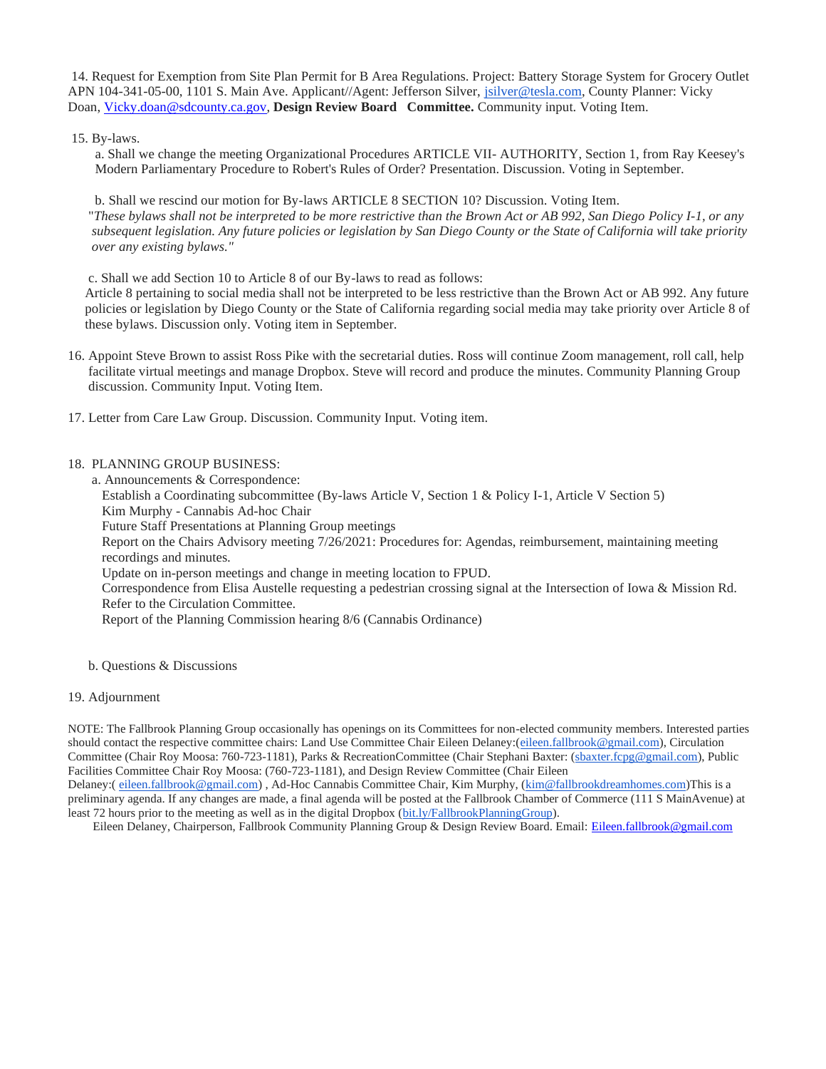14. Request for Exemption from Site Plan Permit for B Area Regulations. Project: Battery Storage System for Grocery Outlet APN 104-341-05-00, 1101 S. Main Ave. Applicant//Agent: Jefferson Silver, jsilver@tesla.com, County Planner: Vicky Doan, Vicky.doan@sdcounty.ca.gov, **Design Review Board Committee.** Community input. Voting Item.

15. By-laws.

   a. Shall we change the meeting Organizational Procedures ARTICLE VII- AUTHORITY, Section 1, from Ray Keesey's Modern Parliamentary Procedure to Robert's Rules of Order? Presentation. Discussion. Voting in September.

   b. Shall we rescind our motion for By-laws ARTICLE 8 SECTION 10? Discussion. Voting Item.
   "*These bylaws shall not be interpreted to be more restrictive than the Brown Act or AB 992, San Diego Policy I-1, or any subsequent legislation. Any future policies or legislation by San Diego County or the State of California will take priority over any existing bylaws."*

   c. Shall we add Section 10 to Article 8 of our By-laws to read as follows:
   Article 8 pertaining to social media shall not be interpreted to be less restrictive than the Brown Act or AB 992. Any future policies or legislation by Diego County or the State of California regarding social media may take priority over Article 8 of these bylaws. Discussion only. Voting item in September.

16. Appoint Steve Brown to assist Ross Pike with the secretarial duties. Ross will continue Zoom management, roll call, help facilitate virtual meetings and manage Dropbox. Steve will record and produce the minutes. Community Planning Group discussion. Community Input. Voting Item.

17. Letter from Care Law Group. Discussion. Community Input. Voting item.

18. PLANNING GROUP BUSINESS:

   a. Announcements & Correspondence:
   Establish a Coordinating subcommittee (By-laws Article V, Section 1 & Policy I-1, Article V Section 5)
   Kim Murphy - Cannabis Ad-hoc Chair
   Future Staff Presentations at Planning Group meetings
   Report on the Chairs Advisory meeting 7/26/2021: Procedures for: Agendas, reimbursement, maintaining meeting recordings and minutes.
   Update on in-person meetings and change in meeting location to FPUD.
   Correspondence from Elisa Austelle requesting a pedestrian crossing signal at the Intersection of Iowa & Mission Rd. Refer to the Circulation Committee.
   Report of the Planning Commission hearing 8/6 (Cannabis Ordinance)

   b. Questions & Discussions

19. Adjournment

NOTE: The Fallbrook Planning Group occasionally has openings on its Committees for non-elected community members. Interested parties should contact the respective committee chairs: Land Use Committee Chair Eileen Delaney:(eileen.fallbrook@gmail.com), Circulation Committee (Chair Roy Moosa: 760-723-1181), Parks & RecreationCommittee (Chair Stephani Baxter: (sbaxter.fcpg@gmail.com), Public Facilities Committee Chair Roy Moosa: (760-723-1181), and Design Review Committee (Chair Eileen Delaney:( eileen.fallbrook@gmail.com) , Ad-Hoc Cannabis Committee Chair, Kim Murphy, (kim@fallbrookdreamhomes.com)This is a preliminary agenda. If any changes are made, a final agenda will be posted at the Fallbrook Chamber of Commerce (111 S MainAvenue) at least 72 hours prior to the meeting as well as in the digital Dropbox (bit.ly/FallbrookPlanningGroup).

Eileen Delaney, Chairperson, Fallbrook Community Planning Group & Design Review Board. Email: Eileen.fallbrook@gmail.com